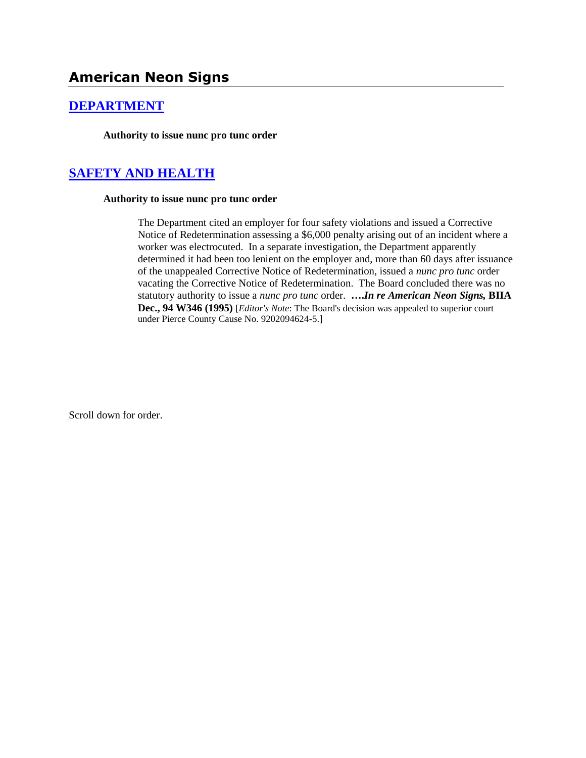# American Neon Signs

## [DEPARTMENT](http://www.biia.wa.gov/SDSubjectIndex.html#DEPARTMENT)

**Authority to issue nunc pro tunc order**

## [SAFETY AND HEALTH](http://www.biia.wa.gov/SDSubjectIndex.html#SAFETY_AND_HEALTH)

**Authority to issue nunc pro tunc order**

The Department cited an employer for four safety violations and issued a Corrective Notice of Redetermination assessing a $6,000 penalty arising out of an incident where a worker was electrocuted. In a separate investigation, the Department apparently determined it had been too lenient on the employer and, more than 60 days after issuance of the unappealed Corrective Notice of Redetermination, issued a *nunc pro tunc* order vacating the Corrective Notice of Redetermination. The Board concluded there was no statutory authority to issue a *nunc pro tunc* order. **….*In re American Neon Signs,* BIIA Dec., 94 W346 (1995)** [*Editor's Note*: The Board's decision was appealed to superior court under Pierce County Cause No. 9202094624-5.]

Scroll down for order.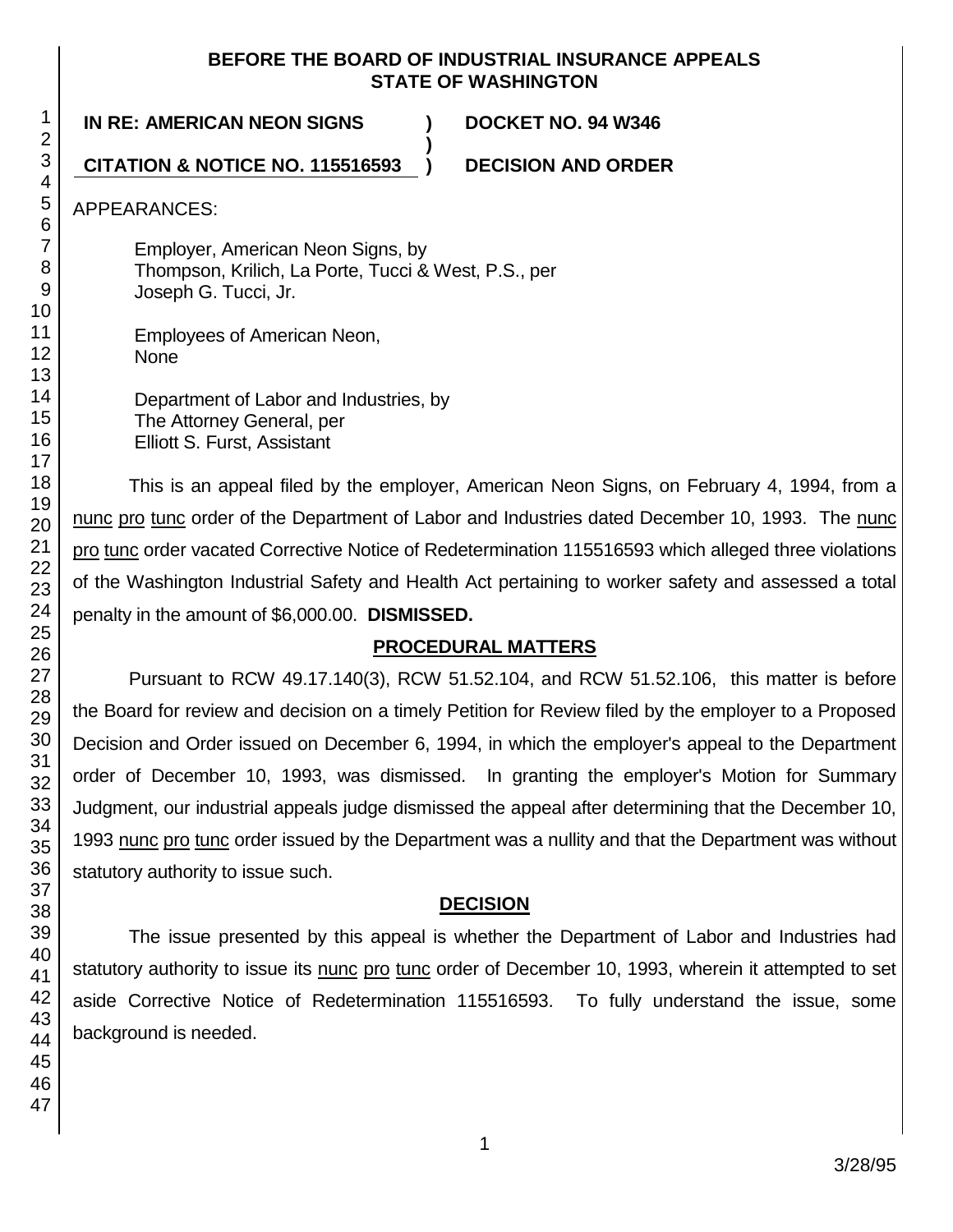**BEFORE THE BOARD OF INDUSTRIAL INSURANCE APPEALS**
**STATE OF WASHINGTON**

| | | |
|---|---|---|
| **IN RE: AMERICAN NEON SIGNS** | **)** | **DOCKET NO. 94 W346** |
| | **)** | |
| **CITATION & NOTICE NO. 115516593** | **)** | **DECISION AND ORDER** |

APPEARANCES:

Employer, American Neon Signs, by
Thompson, Krilich, La Porte, Tucci & West, P.S., per
Joseph G. Tucci, Jr.

Employees of American Neon,
None

Department of Labor and Industries, by
The Attorney General, per
Elliott S. Furst, Assistant

This is an appeal filed by the employer, American Neon Signs, on February 4, 1994, from a nunc pro tunc order of the Department of Labor and Industries dated December 10, 1993. The nunc pro tunc order vacated Corrective Notice of Redetermination 115516593 which alleged three violations of the Washington Industrial Safety and Health Act pertaining to worker safety and assessed a total penalty in the amount of $6,000.00. **DISMISSED.**

## PROCEDURAL MATTERS

Pursuant to RCW 49.17.140(3), RCW 51.52.104, and RCW 51.52.106, this matter is before the Board for review and decision on a timely Petition for Review filed by the employer to a Proposed Decision and Order issued on December 6, 1994, in which the employer's appeal to the Department order of December 10, 1993, was dismissed. In granting the employer's Motion for Summary Judgment, our industrial appeals judge dismissed the appeal after determining that the December 10, 1993 nunc pro tunc order issued by the Department was a nullity and that the Department was without statutory authority to issue such.

## DECISION

The issue presented by this appeal is whether the Department of Labor and Industries had statutory authority to issue its nunc pro tunc order of December 10, 1993, wherein it attempted to set aside Corrective Notice of Redetermination 115516593. To fully understand the issue, some background is needed.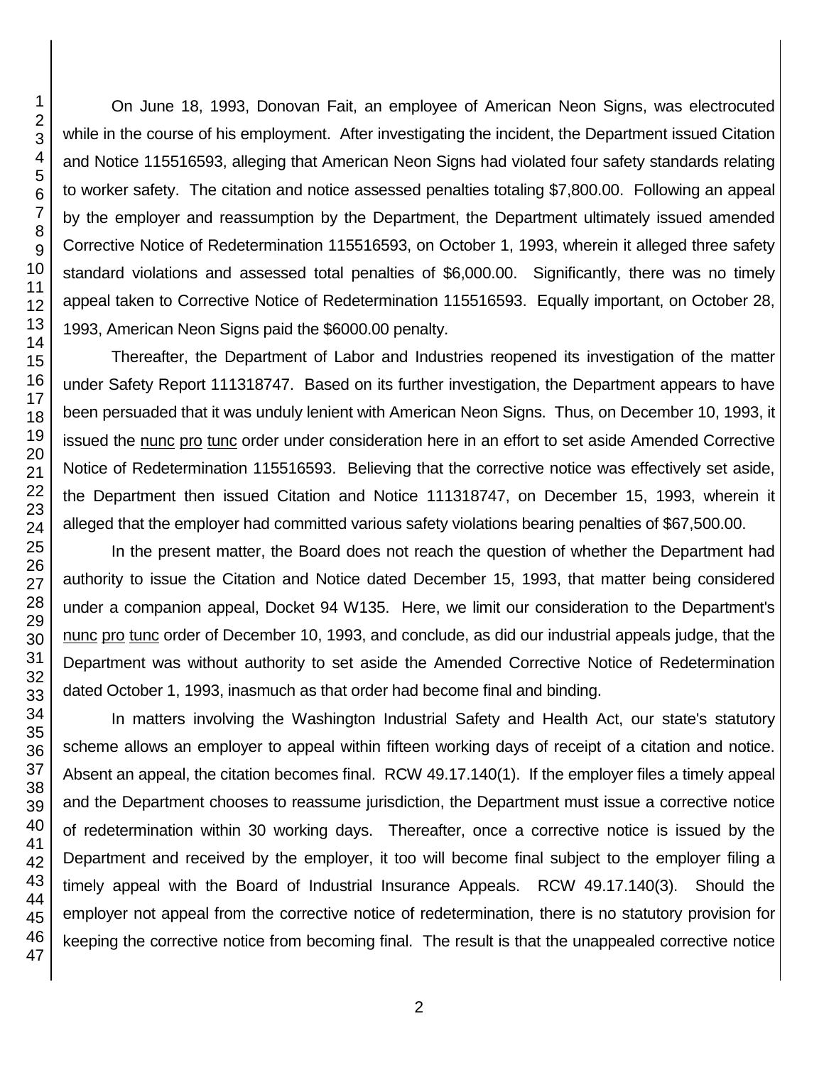On June 18, 1993, Donovan Fait, an employee of American Neon Signs, was electrocuted while in the course of his employment. After investigating the incident, the Department issued Citation and Notice 115516593, alleging that American Neon Signs had violated four safety standards relating to worker safety. The citation and notice assessed penalties totaling $7,800.00. Following an appeal by the employer and reassumption by the Department, the Department ultimately issued amended Corrective Notice of Redetermination 115516593, on October 1, 1993, wherein it alleged three safety standard violations and assessed total penalties of $6,000.00. Significantly, there was no timely appeal taken to Corrective Notice of Redetermination 115516593. Equally important, on October 28, 1993, American Neon Signs paid the $6000.00 penalty.

Thereafter, the Department of Labor and Industries reopened its investigation of the matter under Safety Report 111318747. Based on its further investigation, the Department appears to have been persuaded that it was unduly lenient with American Neon Signs. Thus, on December 10, 1993, it issued the nunc pro tunc order under consideration here in an effort to set aside Amended Corrective Notice of Redetermination 115516593. Believing that the corrective notice was effectively set aside, the Department then issued Citation and Notice 111318747, on December 15, 1993, wherein it alleged that the employer had committed various safety violations bearing penalties of $67,500.00.

In the present matter, the Board does not reach the question of whether the Department had authority to issue the Citation and Notice dated December 15, 1993, that matter being considered under a companion appeal, Docket 94 W135. Here, we limit our consideration to the Department's nunc pro tunc order of December 10, 1993, and conclude, as did our industrial appeals judge, that the Department was without authority to set aside the Amended Corrective Notice of Redetermination dated October 1, 1993, inasmuch as that order had become final and binding.

In matters involving the Washington Industrial Safety and Health Act, our state's statutory scheme allows an employer to appeal within fifteen working days of receipt of a citation and notice. Absent an appeal, the citation becomes final. RCW 49.17.140(1). If the employer files a timely appeal and the Department chooses to reassume jurisdiction, the Department must issue a corrective notice of redetermination within 30 working days. Thereafter, once a corrective notice is issued by the Department and received by the employer, it too will become final subject to the employer filing a timely appeal with the Board of Industrial Insurance Appeals. RCW 49.17.140(3). Should the employer not appeal from the corrective notice of redetermination, there is no statutory provision for keeping the corrective notice from becoming final. The result is that the unappealed corrective notice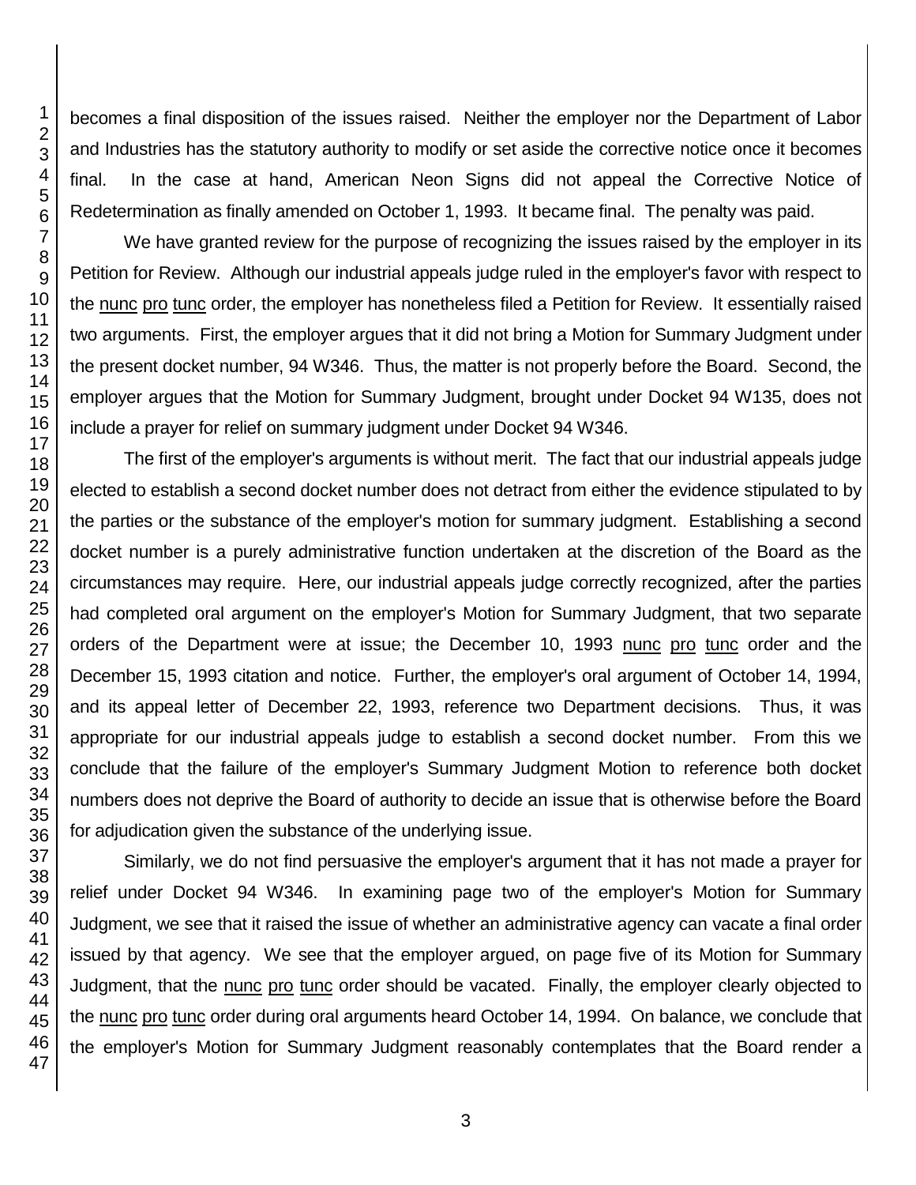becomes a final disposition of the issues raised. Neither the employer nor the Department of Labor and Industries has the statutory authority to modify or set aside the corrective notice once it becomes final. In the case at hand, American Neon Signs did not appeal the Corrective Notice of Redetermination as finally amended on October 1, 1993. It became final. The penalty was paid.

We have granted review for the purpose of recognizing the issues raised by the employer in its Petition for Review. Although our industrial appeals judge ruled in the employer's favor with respect to the nunc pro tunc order, the employer has nonetheless filed a Petition for Review. It essentially raised two arguments. First, the employer argues that it did not bring a Motion for Summary Judgment under the present docket number, 94 W346. Thus, the matter is not properly before the Board. Second, the employer argues that the Motion for Summary Judgment, brought under Docket 94 W135, does not include a prayer for relief on summary judgment under Docket 94 W346.

The first of the employer's arguments is without merit. The fact that our industrial appeals judge elected to establish a second docket number does not detract from either the evidence stipulated to by the parties or the substance of the employer's motion for summary judgment. Establishing a second docket number is a purely administrative function undertaken at the discretion of the Board as the circumstances may require. Here, our industrial appeals judge correctly recognized, after the parties had completed oral argument on the employer's Motion for Summary Judgment, that two separate orders of the Department were at issue; the December 10, 1993 nunc pro tunc order and the December 15, 1993 citation and notice. Further, the employer's oral argument of October 14, 1994, and its appeal letter of December 22, 1993, reference two Department decisions. Thus, it was appropriate for our industrial appeals judge to establish a second docket number. From this we conclude that the failure of the employer's Summary Judgment Motion to reference both docket numbers does not deprive the Board of authority to decide an issue that is otherwise before the Board for adjudication given the substance of the underlying issue.

Similarly, we do not find persuasive the employer's argument that it has not made a prayer for relief under Docket 94 W346. In examining page two of the employer's Motion for Summary Judgment, we see that it raised the issue of whether an administrative agency can vacate a final order issued by that agency. We see that the employer argued, on page five of its Motion for Summary Judgment, that the nunc pro tunc order should be vacated. Finally, the employer clearly objected to the nunc pro tunc order during oral arguments heard October 14, 1994. On balance, we conclude that the employer's Motion for Summary Judgment reasonably contemplates that the Board render a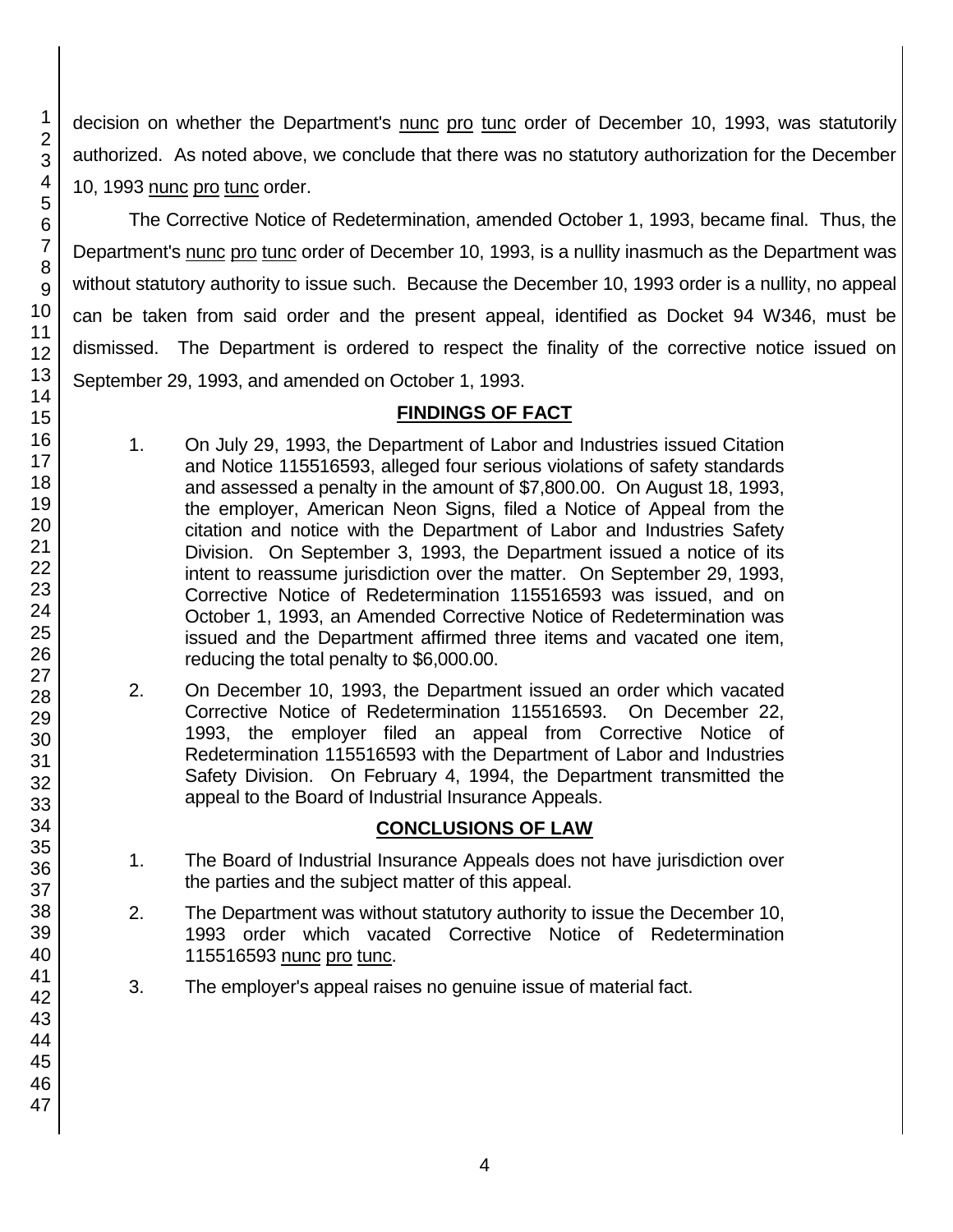decision on whether the Department's nunc pro tunc order of December 10, 1993, was statutorily authorized. As noted above, we conclude that there was no statutory authorization for the December 10, 1993 nunc pro tunc order.

The Corrective Notice of Redetermination, amended October 1, 1993, became final. Thus, the Department's nunc pro tunc order of December 10, 1993, is a nullity inasmuch as the Department was without statutory authority to issue such. Because the December 10, 1993 order is a nullity, no appeal can be taken from said order and the present appeal, identified as Docket 94 W346, must be dismissed. The Department is ordered to respect the finality of the corrective notice issued on September 29, 1993, and amended on October 1, 1993.

## FINDINGS OF FACT

1. On July 29, 1993, the Department of Labor and Industries issued Citation and Notice 115516593, alleged four serious violations of safety standards and assessed a penalty in the amount of $7,800.00. On August 18, 1993, the employer, American Neon Signs, filed a Notice of Appeal from the citation and notice with the Department of Labor and Industries Safety Division. On September 3, 1993, the Department issued a notice of its intent to reassume jurisdiction over the matter. On September 29, 1993, Corrective Notice of Redetermination 115516593 was issued, and on October 1, 1993, an Amended Corrective Notice of Redetermination was issued and the Department affirmed three items and vacated one item, reducing the total penalty to $6,000.00.

2. On December 10, 1993, the Department issued an order which vacated Corrective Notice of Redetermination 115516593. On December 22, 1993, the employer filed an appeal from Corrective Notice of Redetermination 115516593 with the Department of Labor and Industries Safety Division. On February 4, 1994, the Department transmitted the appeal to the Board of Industrial Insurance Appeals.

## CONCLUSIONS OF LAW

1. The Board of Industrial Insurance Appeals does not have jurisdiction over the parties and the subject matter of this appeal.

2. The Department was without statutory authority to issue the December 10, 1993 order which vacated Corrective Notice of Redetermination 115516593 nunc pro tunc.

3. The employer's appeal raises no genuine issue of material fact.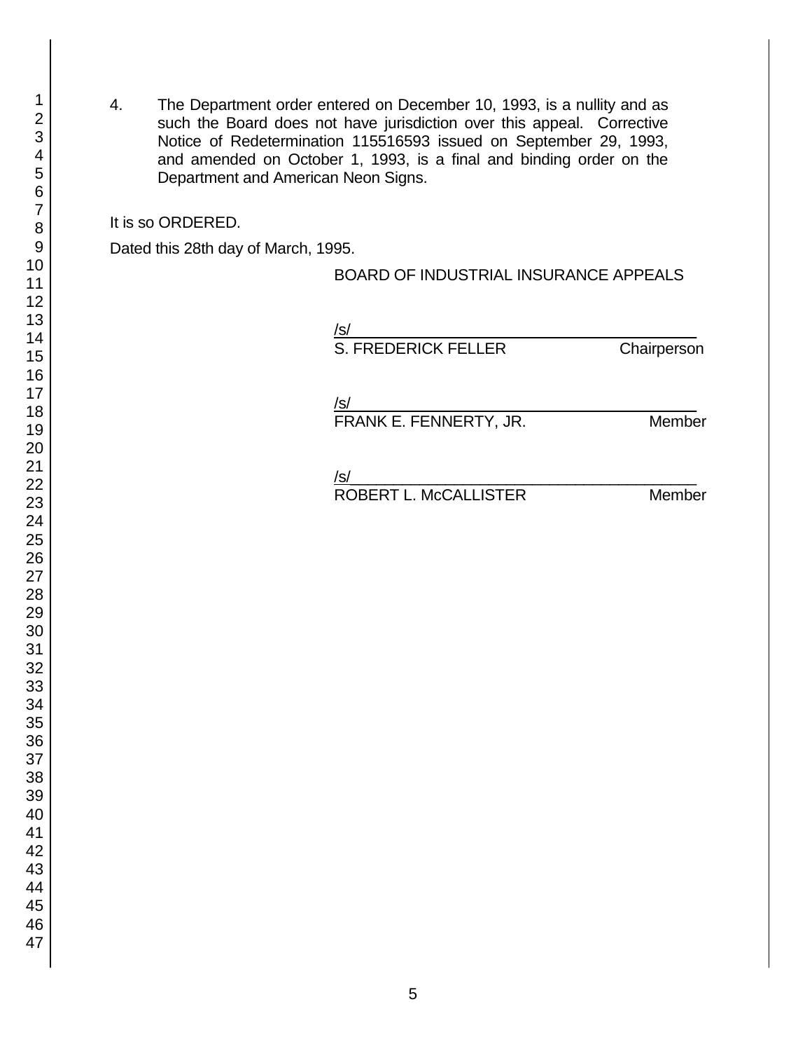4. The Department order entered on December 10, 1993, is a nullity and as such the Board does not have jurisdiction over this appeal. Corrective Notice of Redetermination 115516593 issued on September 29, 1993, and amended on October 1, 1993, is a final and binding order on the Department and American Neon Signs.

It is so ORDERED.

Dated this 28th day of March, 1995.

BOARD OF INDUSTRIAL INSURANCE APPEALS

/s/  
S. FREDERICK FELLER Chairperson

/s/  
FRANK E. FENNERTY, JR. Member

/s/  
ROBERT L. McCALLISTER Member